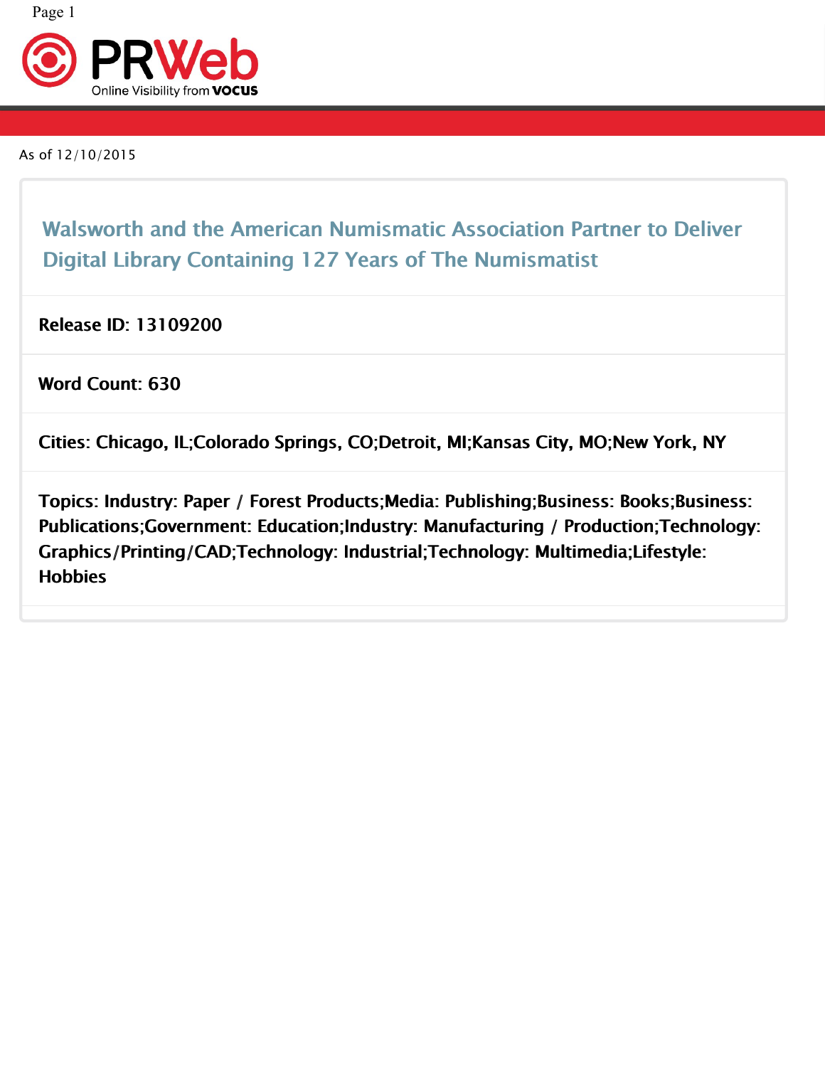PRWeb

Online Visibility from VOCUS

As of 12/10/2015

# Walsworth and the American Numismatic Association Partner to Deliver Digital Library Containing 127 Years of The Numismatist

**Release ID: 13109200**

**Word Count: 630**

**Cities: Chicago, IL;Colorado Springs, CO;Detroit, MI;Kansas City, MO;New York, NY**

**Topics: Industry: Paper / Forest Products;Media: Publishing;Business: Books;Business: Publications;Government: Education;Industry: Manufacturing / Production;Technology: Graphics/Printing/CAD;Technology: Industrial;Technology: Multimedia;Lifestyle: Hobbies**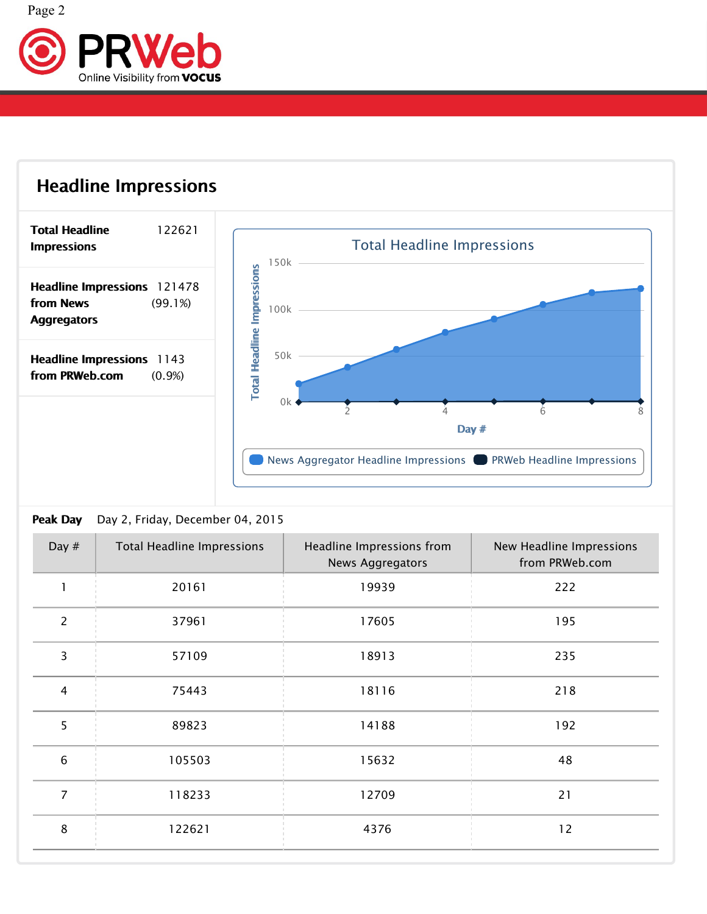## Headline Impressions

| | |
|---|---|
| **Total Headline Impressions** | 122621 |
| **Headline Impressions from News Aggregators** | 121478 (99.1%) |
| **Headline Impressions from PRWeb.com** | 1143 (0.9%) |

**Peak Day** Day 2, Friday, December 04, 2015

| Day # | Total Headline Impressions | Headline Impressions from News Aggregators | New Headline Impressions from PRWeb.com |
|---|---|---|---|
| 1 | 20161 | 19939 | 222 |
| 2 | 37961 | 17605 | 195 |
| 3 | 57109 | 18913 | 235 |
| 4 | 75443 | 18116 | 218 |
| 5 | 89823 | 14188 | 192 |
| 6 | 105503 | 15632 | 48 |
| 7 | 118233 | 12709 | 21 |
| 8 | 122621 | 4376 | 12 |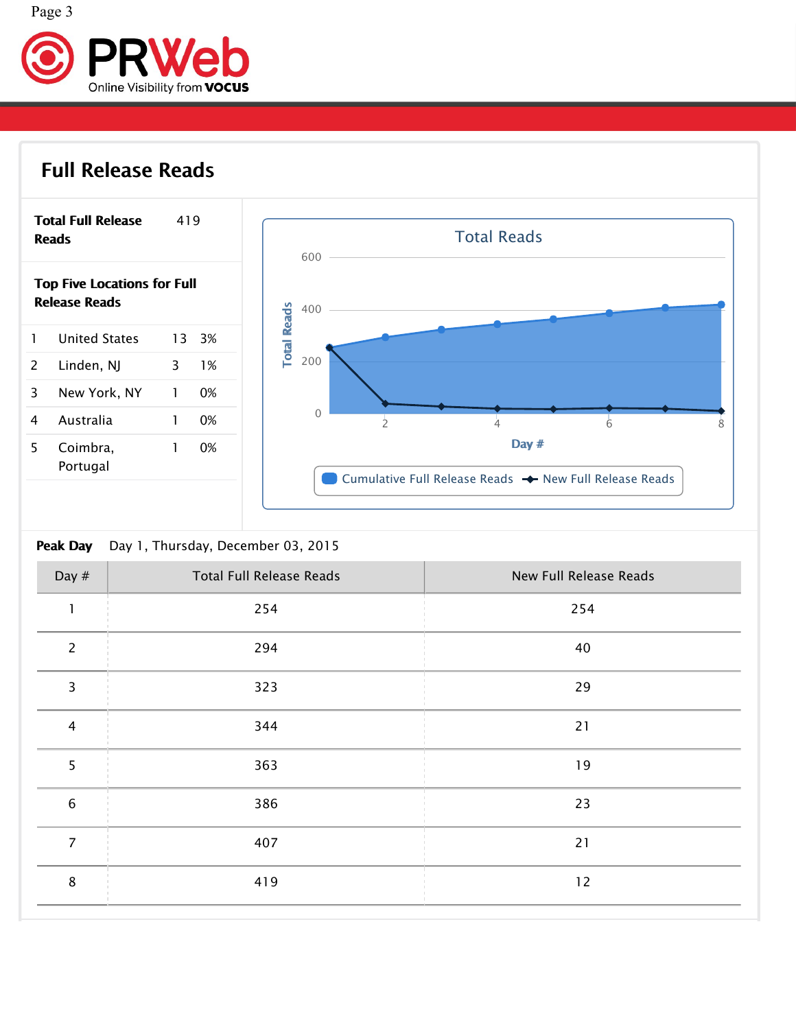## Full Release Reads

**Total Full Release Reads** 419

**Top Five Locations for Full Release Reads**

| | | | |
|---|---|---|---|
| 1 | United States | 13 | 3% |
| 2 | Linden, NJ | 3 | 1% |
| 3 | New York, NY | 1 | 0% |
| 4 | Australia | 1 | 0% |
| 5 | Coimbra, Portugal | 1 | 0% |

**Peak Day** Day 1, Thursday, December 03, 2015

| Day # | Total Full Release Reads | New Full Release Reads |
|---|---|---|
| 1 | 254 | 254 |
| 2 | 294 | 40 |
| 3 | 323 | 29 |
| 4 | 344 | 21 |
| 5 | 363 | 19 |
| 6 | 386 | 23 |
| 7 | 407 | 21 |
| 8 | 419 | 12 |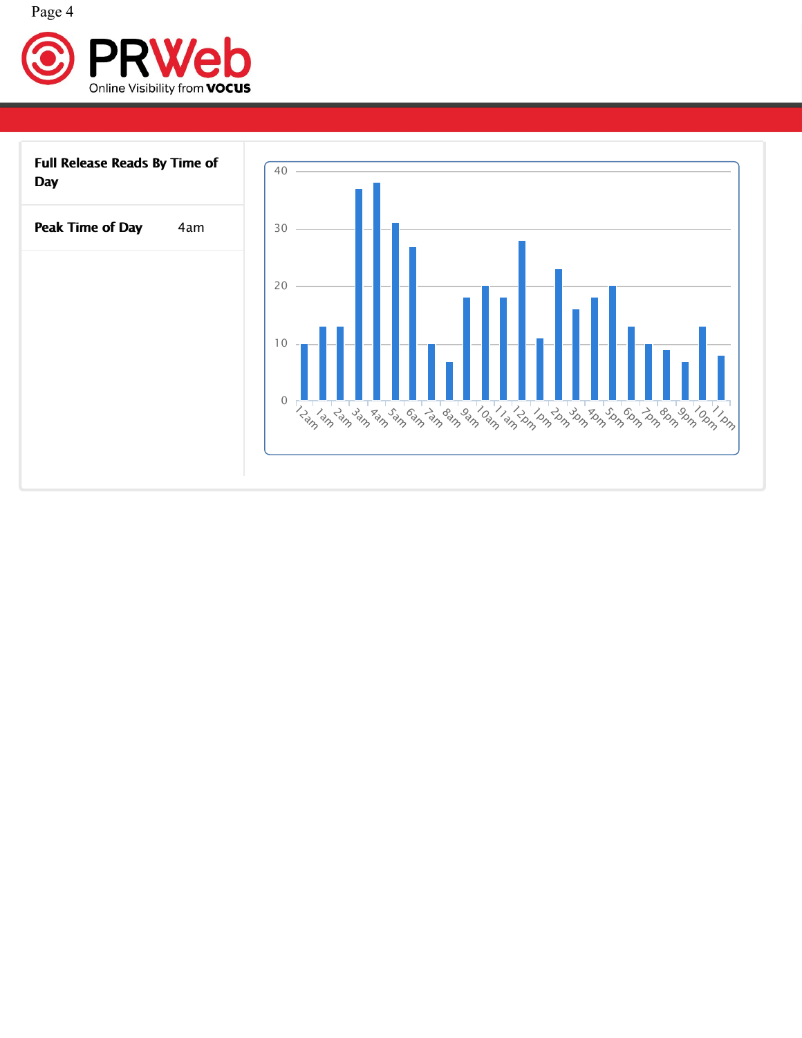| Full Release Reads By Time of Day | |
|---|---|
| Peak Time of Day | 4am |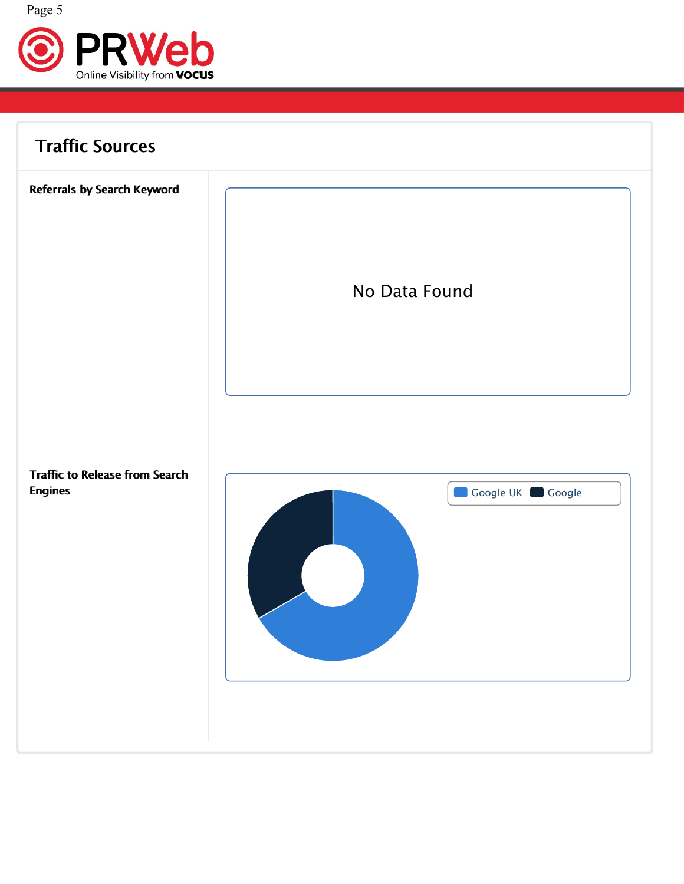# Traffic Sources

**Referrals by Search Keyword**

No Data Found

**Traffic to Release from Search Engines**

Google UK Google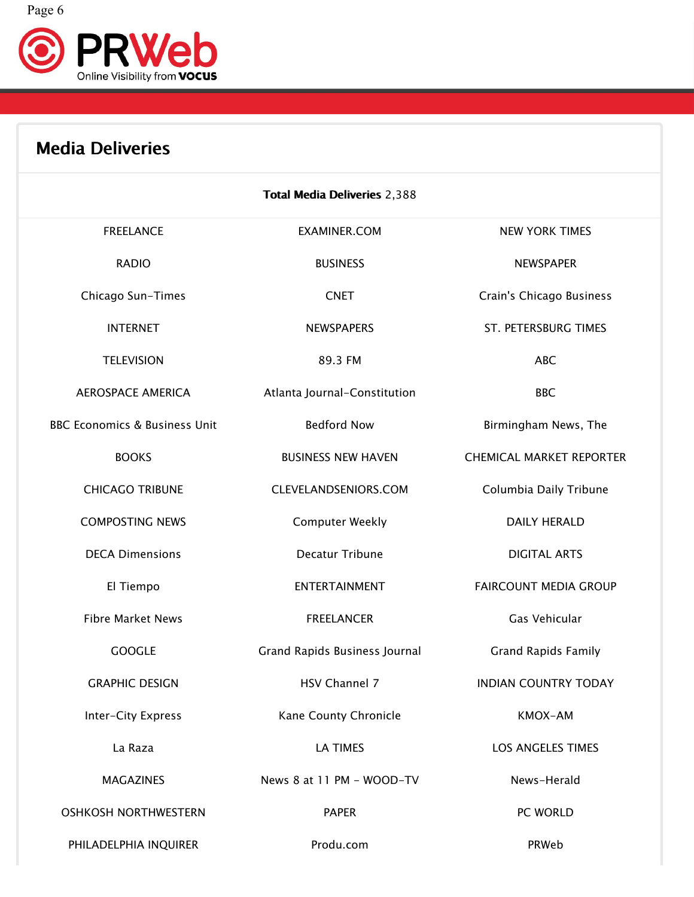## Media Deliveries

**Total Media Deliveries** 2,388

| | | |
|---|---|---|
| FREELANCE | EXAMINER.COM | NEW YORK TIMES |
| RADIO | BUSINESS | NEWSPAPER |
| Chicago Sun-Times | CNET | Crain's Chicago Business |
| INTERNET | NEWSPAPERS | ST. PETERSBURG TIMES |
| TELEVISION | 89.3 FM | ABC |
| AEROSPACE AMERICA | Atlanta Journal-Constitution | BBC |
| BBC Economics & Business Unit | Bedford Now | Birmingham News, The |
| BOOKS | BUSINESS NEW HAVEN | CHEMICAL MARKET REPORTER |
| CHICAGO TRIBUNE | CLEVELANDSENIORS.COM | Columbia Daily Tribune |
| COMPOSTING NEWS | Computer Weekly | DAILY HERALD |
| DECA Dimensions | Decatur Tribune | DIGITAL ARTS |
| El Tiempo | ENTERTAINMENT | FAIRCOUNT MEDIA GROUP |
| Fibre Market News | FREELANCER | Gas Vehicular |
| GOOGLE | Grand Rapids Business Journal | Grand Rapids Family |
| GRAPHIC DESIGN | HSV Channel 7 | INDIAN COUNTRY TODAY |
| Inter-City Express | Kane County Chronicle | KMOX-AM |
| La Raza | LA TIMES | LOS ANGELES TIMES |
| MAGAZINES | News 8 at 11 PM - WOOD-TV | News-Herald |
| OSHKOSH NORTHWESTERN | PAPER | PC WORLD |
| PHILADELPHIA INQUIRER | Produ.com | PRWeb |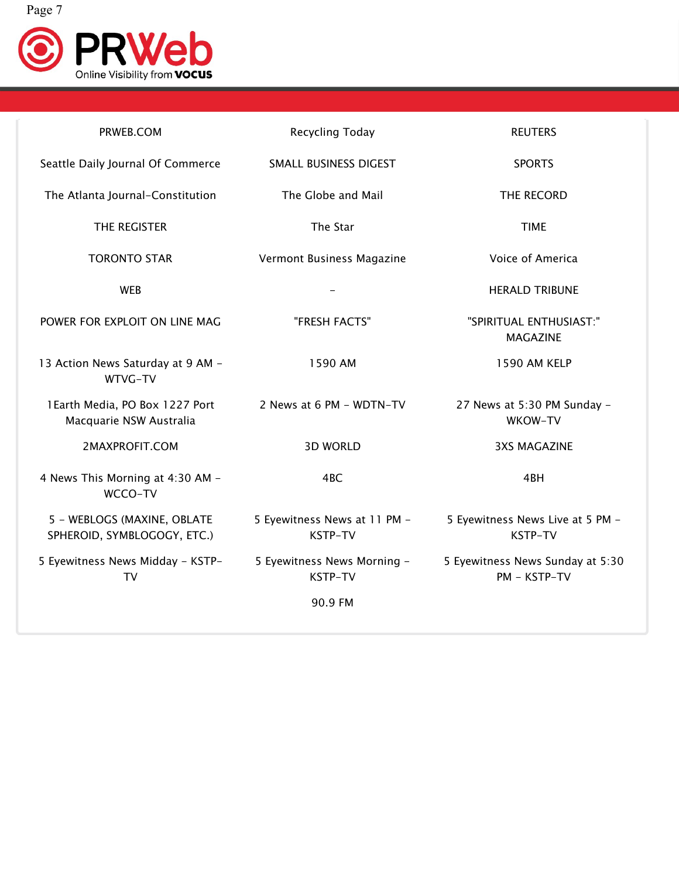| | | |
|---|---|---|
| PRWEB.COM | Recycling Today | REUTERS |
| Seattle Daily Journal Of Commerce | SMALL BUSINESS DIGEST | SPORTS |
| The Atlanta Journal-Constitution | The Globe and Mail | THE RECORD |
| THE REGISTER | The Star | TIME |
| TORONTO STAR | Vermont Business Magazine | Voice of America |
| WEB | - | HERALD TRIBUNE |
| POWER FOR EXPLOIT ON LINE MAG | "FRESH FACTS" | "SPIRITUAL ENTHUSIAST:" MAGAZINE |
| 13 Action News Saturday at 9 AM - WTVG-TV | 1590 AM | 1590 AM KELP |
| 1Earth Media, PO Box 1227 Port Macquarie NSW Australia | 2 News at 6 PM - WDTN-TV | 27 News at 5:30 PM Sunday - WKOW-TV |
| 2MAXPROFIT.COM | 3D WORLD | 3XS MAGAZINE |
| 4 News This Morning at 4:30 AM - WCCO-TV | 4BC | 4BH |
| 5 - WEBLOGS (MAXINE, OBLATE SPHEROID, SYMBLOGOGY, ETC.) | 5 Eyewitness News at 11 PM - KSTP-TV | 5 Eyewitness News Live at 5 PM - KSTP-TV |
| 5 Eyewitness News Midday - KSTP-TV | 5 Eyewitness News Morning - KSTP-TV | 5 Eyewitness News Sunday at 5:30 PM - KSTP-TV |
| | 90.9 FM | |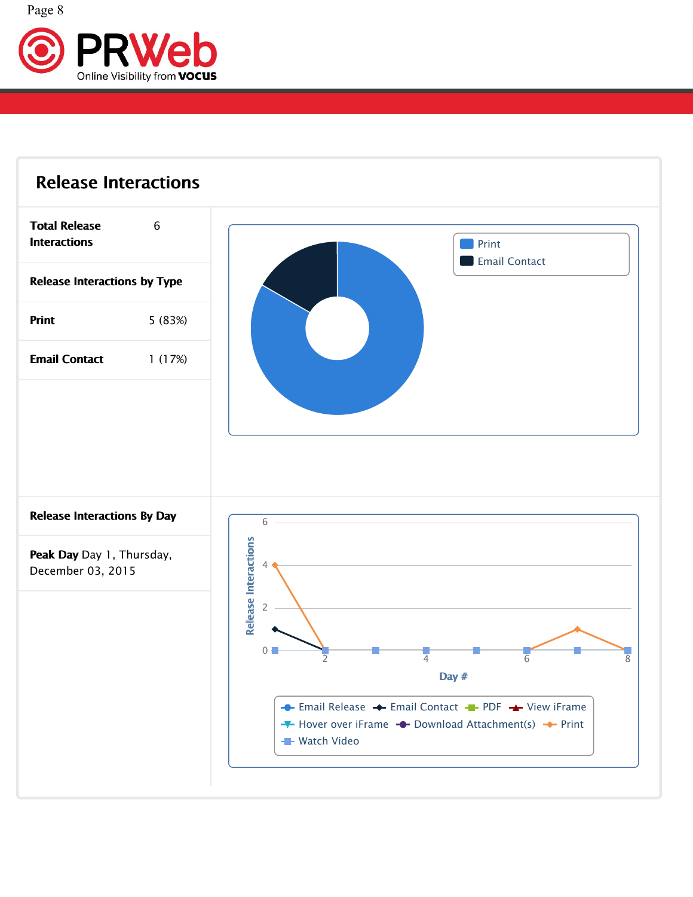## Release Interactions

| | |
|---|---|
| **Total Release Interactions** | 6 |
| **Release Interactions by Type** | |
| **Print** | 5 (83%) |
| **Email Contact** | 1 (17%) |

Print
Email Contact

**Release Interactions By Day**

**Peak Day** Day 1, Thursday, December 03, 2015

Release Interactions

Day #

Email Release, Email Contact, PDF, View iFrame, Hover over iFrame, Download Attachment(s), Print, Watch Video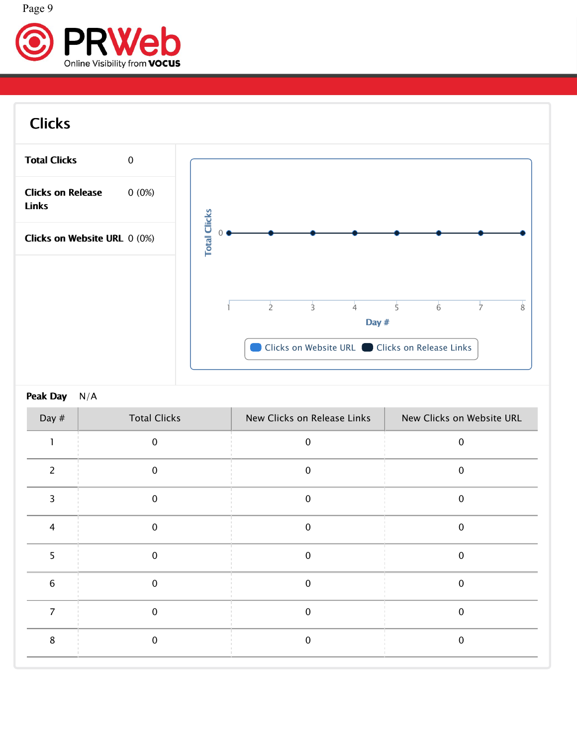## Clicks

| | |
|---|---|
| **Total Clicks** | 0 |
| **Clicks on Release Links** | 0 (0%) |
| **Clicks on Website URL** | 0 (0%) |

**Peak Day** N/A

| Day # | Total Clicks | New Clicks on Release Links | New Clicks on Website URL |
|---|---|---|---|
| 1 | 0 | 0 | 0 |
| 2 | 0 | 0 | 0 |
| 3 | 0 | 0 | 0 |
| 4 | 0 | 0 | 0 |
| 5 | 0 | 0 | 0 |
| 6 | 0 | 0 | 0 |
| 7 | 0 | 0 | 0 |
| 8 | 0 | 0 | 0 |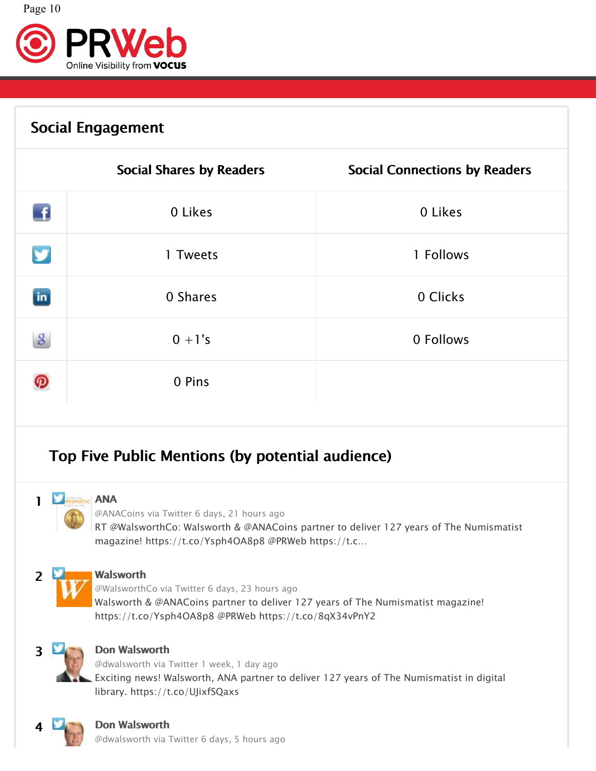## Social Engagement

| | Social Shares by Readers | Social Connections by Readers |
|---|---|---|
| Facebook | 0 Likes | 0 Likes |
| Twitter | 1 Tweets | 1 Follows |
| LinkedIn | 0 Shares | 0 Clicks |
| Google+ | 0 +1's | 0 Follows |
| Pinterest | 0 Pins | |

## Top Five Public Mentions (by potential audience)

1 **ANA**
@ANACoins via Twitter 6 days, 21 hours ago
RT @WalsworthCo: Walsworth & @ANACoins partner to deliver 127 years of The Numismatist magazine! https://t.co/Ysph4OA8p8 @PRWeb https://t.c...

2 **Walsworth**
@WalsworthCo via Twitter 6 days, 23 hours ago
Walsworth & @ANACoins partner to deliver 127 years of The Numismatist magazine! https://t.co/Ysph4OA8p8 @PRWeb https://t.co/8qX34vPnY2

3 **Don Walsworth**
@dwalsworth via Twitter 1 week, 1 day ago
Exciting news! Walsworth, ANA partner to deliver 127 years of The Numismatist in digital library. https://t.co/UJixfSQaxs

4 **Don Walsworth**
@dwalsworth via Twitter 6 days, 5 hours ago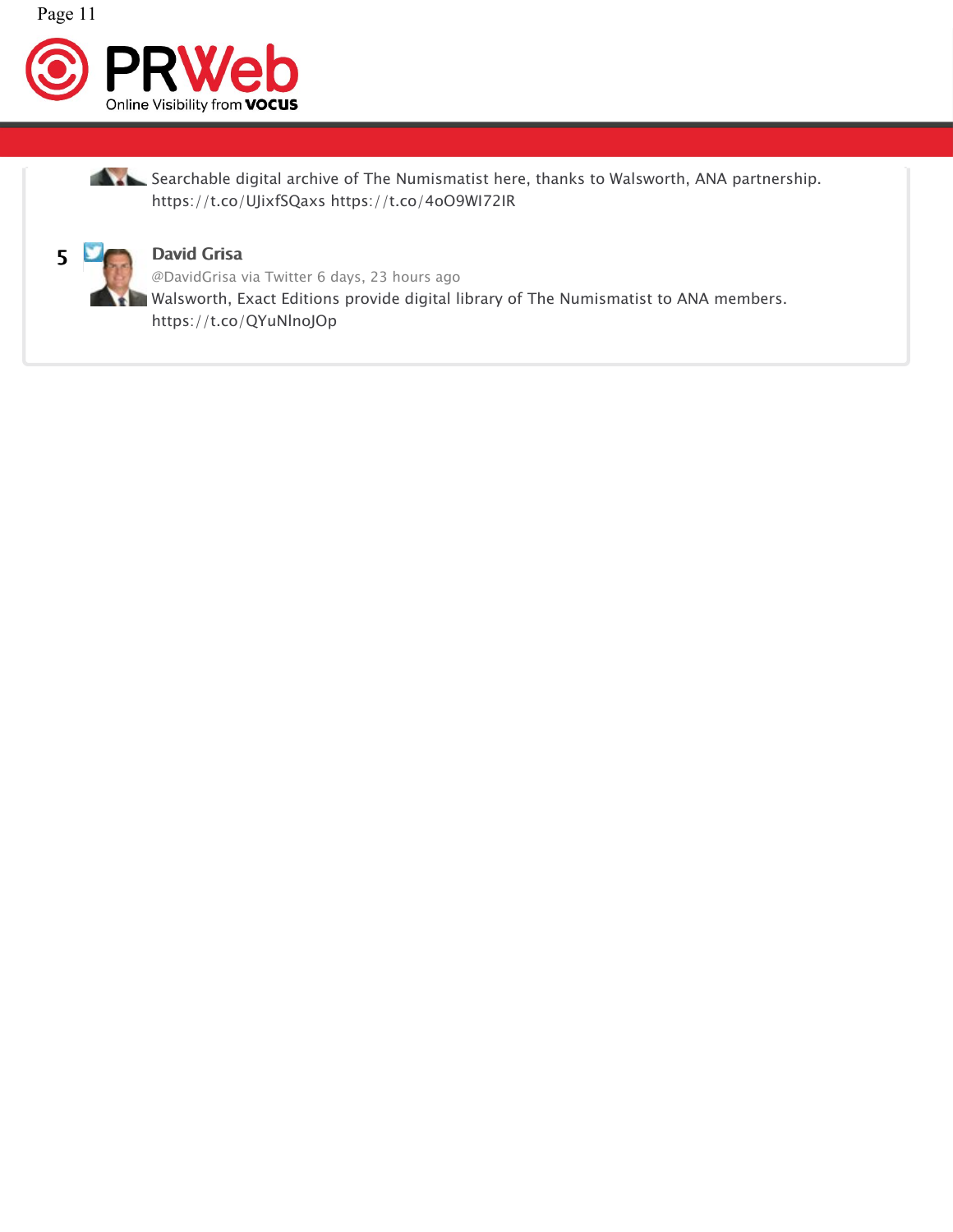Searchable digital archive of The Numismatist here, thanks to Walsworth, ANA partnership. https://t.co/UJixfSQaxs https://t.co/4oO9WI72IR

5

**David Grisa**

@DavidGrisa via Twitter 6 days, 23 hours ago

Walsworth, Exact Editions provide digital library of The Numismatist to ANA members. https://t.co/QYuNlnoJOp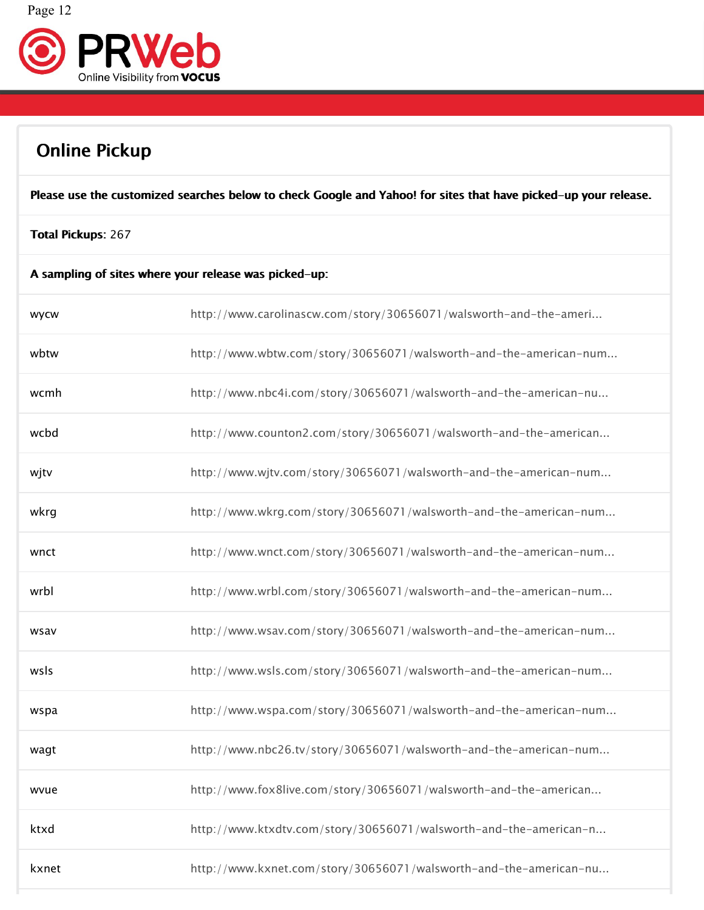## Online Pickup

**Please use the customized searches below to check Google and Yahoo! for sites that have picked-up your release.**

**Total Pickups**: 267

**A sampling of sites where your release was picked-up:**

| | |
|---|---|
| wycw | http://www.carolinascw.com/story/30656071/walsworth-and-the-ameri... |
| wbtw | http://www.wbtw.com/story/30656071/walsworth-and-the-american-num... |
| wcmh | http://www.nbc4i.com/story/30656071/walsworth-and-the-american-nu... |
| wcbd | http://www.counton2.com/story/30656071/walsworth-and-the-american... |
| wjtv | http://www.wjtv.com/story/30656071/walsworth-and-the-american-num... |
| wkrg | http://www.wkrg.com/story/30656071/walsworth-and-the-american-num... |
| wnct | http://www.wnct.com/story/30656071/walsworth-and-the-american-num... |
| wrbl | http://www.wrbl.com/story/30656071/walsworth-and-the-american-num... |
| wsav | http://www.wsav.com/story/30656071/walsworth-and-the-american-num... |
| wsls | http://www.wsls.com/story/30656071/walsworth-and-the-american-num... |
| wspa | http://www.wspa.com/story/30656071/walsworth-and-the-american-num... |
| wagt | http://www.nbc26.tv/story/30656071/walsworth-and-the-american-num... |
| wvue | http://www.fox8live.com/story/30656071/walsworth-and-the-american... |
| ktxd | http://www.ktxdtv.com/story/30656071/walsworth-and-the-american-n... |
| kxnet | http://www.kxnet.com/story/30656071/walsworth-and-the-american-nu... |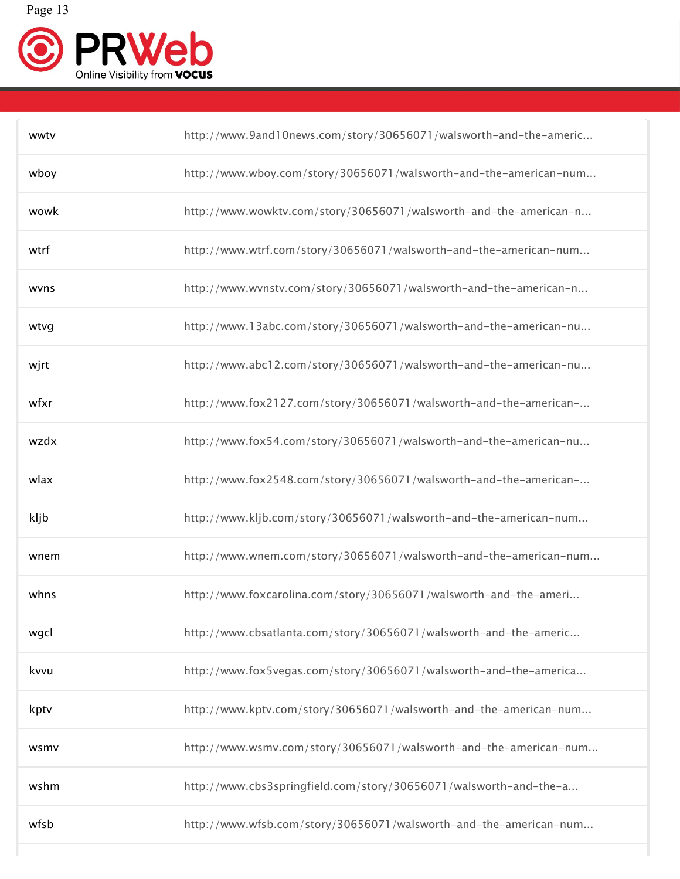| | |
|---|---|
| wwtv | http://www.9and10news.com/story/30656071/walsworth-and-the-americ... |
| wboy | http://www.wboy.com/story/30656071/walsworth-and-the-american-num... |
| wowk | http://www.wowktv.com/story/30656071/walsworth-and-the-american-n... |
| wtrf | http://www.wtrf.com/story/30656071/walsworth-and-the-american-num... |
| wvns | http://www.wvnstv.com/story/30656071/walsworth-and-the-american-n... |
| wtvg | http://www.13abc.com/story/30656071/walsworth-and-the-american-nu... |
| wjrt | http://www.abc12.com/story/30656071/walsworth-and-the-american-nu... |
| wfxr | http://www.fox2127.com/story/30656071/walsworth-and-the-american-... |
| wzdx | http://www.fox54.com/story/30656071/walsworth-and-the-american-nu... |
| wlax | http://www.fox2548.com/story/30656071/walsworth-and-the-american-... |
| kljb | http://www.kljb.com/story/30656071/walsworth-and-the-american-num... |
| wnem | http://www.wnem.com/story/30656071/walsworth-and-the-american-num... |
| whns | http://www.foxcarolina.com/story/30656071/walsworth-and-the-ameri... |
| wgcl | http://www.cbsatlanta.com/story/30656071/walsworth-and-the-americ... |
| kvvu | http://www.fox5vegas.com/story/30656071/walsworth-and-the-america... |
| kptv | http://www.kptv.com/story/30656071/walsworth-and-the-american-num... |
| wsmv | http://www.wsmv.com/story/30656071/walsworth-and-the-american-num... |
| wshm | http://www.cbs3springfield.com/story/30656071/walsworth-and-the-a... |
| wfsb | http://www.wfsb.com/story/30656071/walsworth-and-the-american-num... |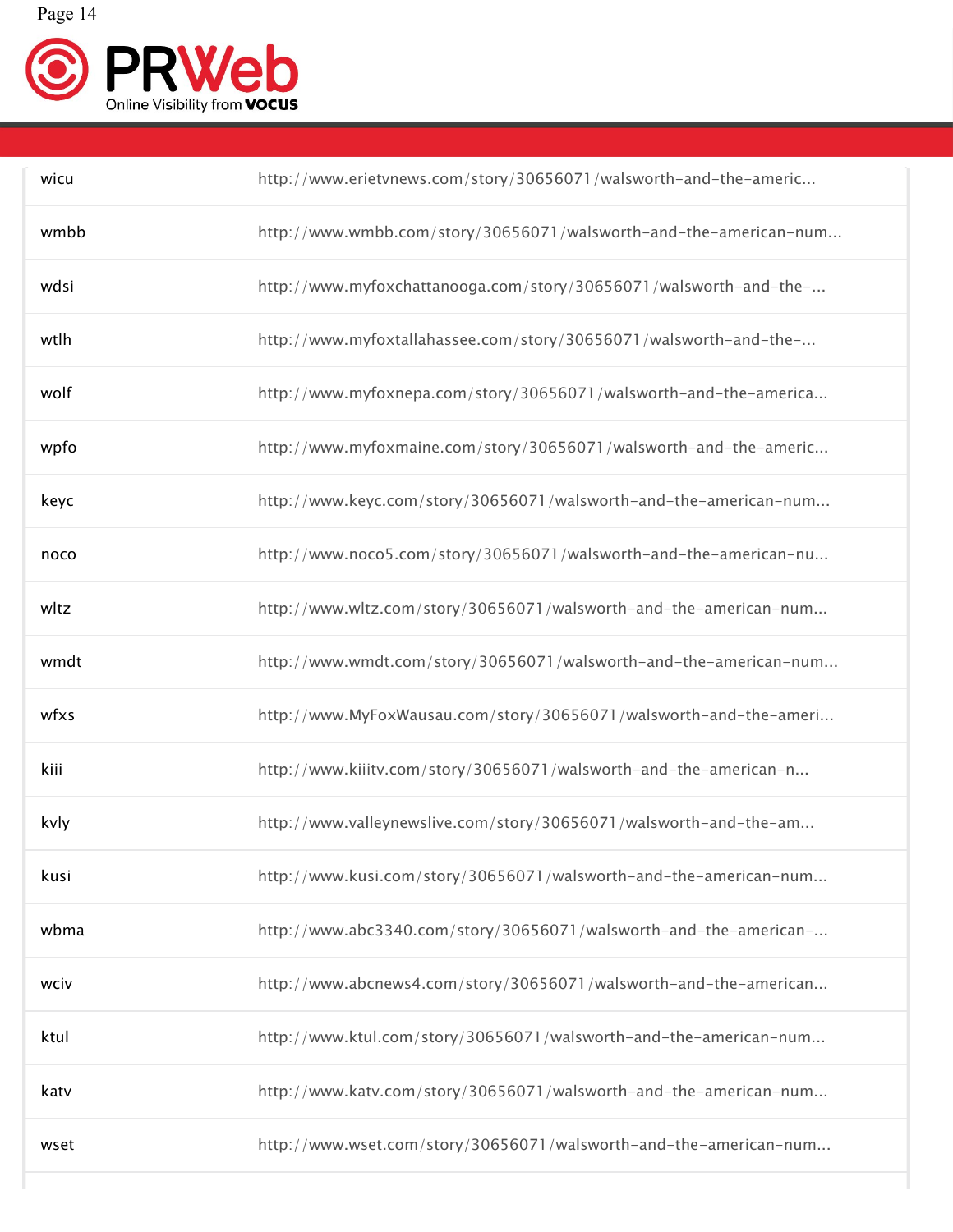| | |
|---|---|
| wicu | http://www.erietvnews.com/story/30656071/walsworth-and-the-americ... |
| wmbb | http://www.wmbb.com/story/30656071/walsworth-and-the-american-num... |
| wdsi | http://www.myfoxchattanooga.com/story/30656071/walsworth-and-the-... |
| wtlh | http://www.myfoxtallahassee.com/story/30656071/walsworth-and-the-... |
| wolf | http://www.myfoxnepa.com/story/30656071/walsworth-and-the-america... |
| wpfo | http://www.myfoxmaine.com/story/30656071/walsworth-and-the-americ... |
| keyc | http://www.keyc.com/story/30656071/walsworth-and-the-american-num... |
| noco | http://www.noco5.com/story/30656071/walsworth-and-the-american-nu... |
| wltz | http://www.wltz.com/story/30656071/walsworth-and-the-american-num... |
| wmdt | http://www.wmdt.com/story/30656071/walsworth-and-the-american-num... |
| wfxs | http://www.MyFoxWausau.com/story/30656071/walsworth-and-the-ameri... |
| kiii | http://www.kiiitv.com/story/30656071/walsworth-and-the-american-n... |
| kvly | http://www.valleynewslive.com/story/30656071/walsworth-and-the-am... |
| kusi | http://www.kusi.com/story/30656071/walsworth-and-the-american-num... |
| wbma | http://www.abc3340.com/story/30656071/walsworth-and-the-american-... |
| wciv | http://www.abcnews4.com/story/30656071/walsworth-and-the-american... |
| ktul | http://www.ktul.com/story/30656071/walsworth-and-the-american-num... |
| katv | http://www.katv.com/story/30656071/walsworth-and-the-american-num... |
| wset | http://www.wset.com/story/30656071/walsworth-and-the-american-num... |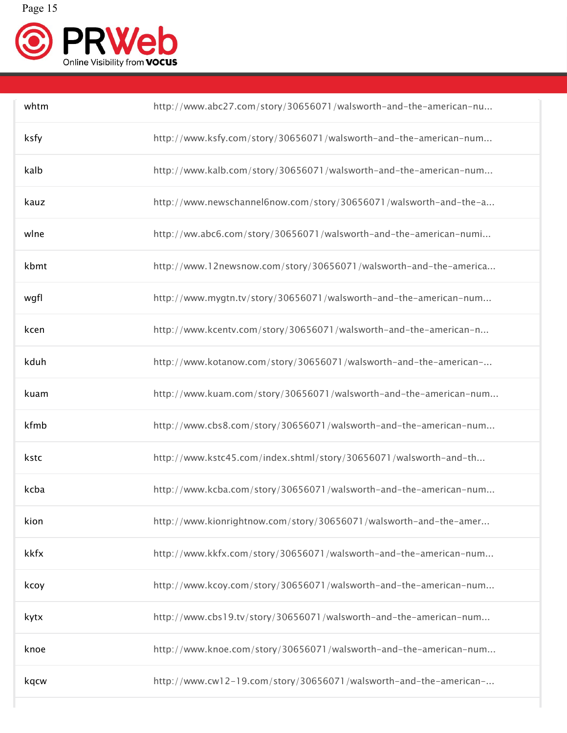| | |
|---|---|
| whtm | http://www.abc27.com/story/30656071/walsworth-and-the-american-nu... |
| ksfy | http://www.ksfy.com/story/30656071/walsworth-and-the-american-num... |
| kalb | http://www.kalb.com/story/30656071/walsworth-and-the-american-num... |
| kauz | http://www.newschannel6now.com/story/30656071/walsworth-and-the-a... |
| wlne | http://ww.abc6.com/story/30656071/walsworth-and-the-american-numi... |
| kbmt | http://www.12newsnow.com/story/30656071/walsworth-and-the-america... |
| wgfl | http://www.mygtn.tv/story/30656071/walsworth-and-the-american-num... |
| kcen | http://www.kcentv.com/story/30656071/walsworth-and-the-american-n... |
| kduh | http://www.kotanow.com/story/30656071/walsworth-and-the-american-... |
| kuam | http://www.kuam.com/story/30656071/walsworth-and-the-american-num... |
| kfmb | http://www.cbs8.com/story/30656071/walsworth-and-the-american-num... |
| kstc | http://www.kstc45.com/index.shtml/story/30656071/walsworth-and-th... |
| kcba | http://www.kcba.com/story/30656071/walsworth-and-the-american-num... |
| kion | http://www.kionrightnow.com/story/30656071/walsworth-and-the-amer... |
| kkfx | http://www.kkfx.com/story/30656071/walsworth-and-the-american-num... |
| kcoy | http://www.kcoy.com/story/30656071/walsworth-and-the-american-num... |
| kytx | http://www.cbs19.tv/story/30656071/walsworth-and-the-american-num... |
| knoe | http://www.knoe.com/story/30656071/walsworth-and-the-american-num... |
| kqcw | http://www.cw12-19.com/story/30656071/walsworth-and-the-american-... |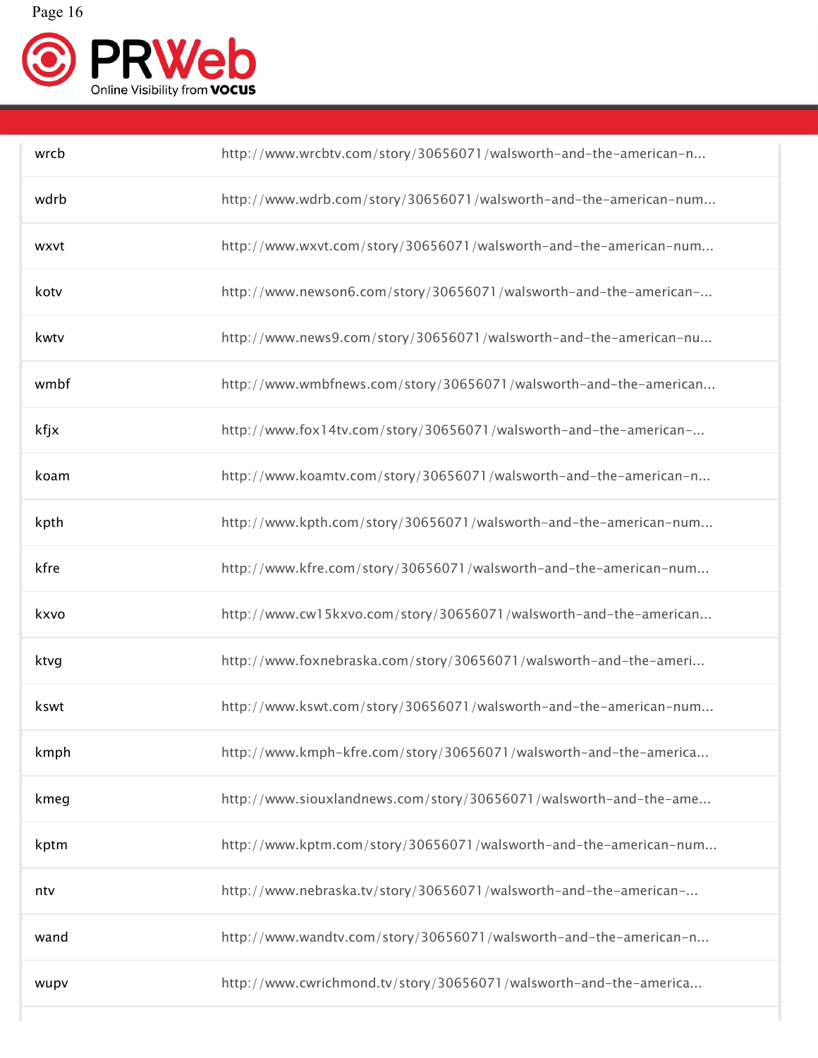| | |
|---|---|
| wrcb | http://www.wrcbtv.com/story/30656071/walsworth-and-the-american-n... |
| wdrb | http://www.wdrb.com/story/30656071/walsworth-and-the-american-num... |
| wxvt | http://www.wxvt.com/story/30656071/walsworth-and-the-american-num... |
| kotv | http://www.newson6.com/story/30656071/walsworth-and-the-american-... |
| kwtv | http://www.news9.com/story/30656071/walsworth-and-the-american-nu... |
| wmbf | http://www.wmbfnews.com/story/30656071/walsworth-and-the-american... |
| kfjx | http://www.fox14tv.com/story/30656071/walsworth-and-the-american-... |
| koam | http://www.koamtv.com/story/30656071/walsworth-and-the-american-n... |
| kpth | http://www.kpth.com/story/30656071/walsworth-and-the-american-num... |
| kfre | http://www.kfre.com/story/30656071/walsworth-and-the-american-num... |
| kxvo | http://www.cw15kxvo.com/story/30656071/walsworth-and-the-american... |
| ktvg | http://www.foxnebraska.com/story/30656071/walsworth-and-the-ameri... |
| kswt | http://www.kswt.com/story/30656071/walsworth-and-the-american-num... |
| kmph | http://www.kmph-kfre.com/story/30656071/walsworth-and-the-america... |
| kmeg | http://www.siouxlandnews.com/story/30656071/walsworth-and-the-ame... |
| kptm | http://www.kptm.com/story/30656071/walsworth-and-the-american-num... |
| ntv | http://www.nebraska.tv/story/30656071/walsworth-and-the-american-... |
| wand | http://www.wandtv.com/story/30656071/walsworth-and-the-american-n... |
| wupv | http://www.cwrichmond.tv/story/30656071/walsworth-and-the-america... |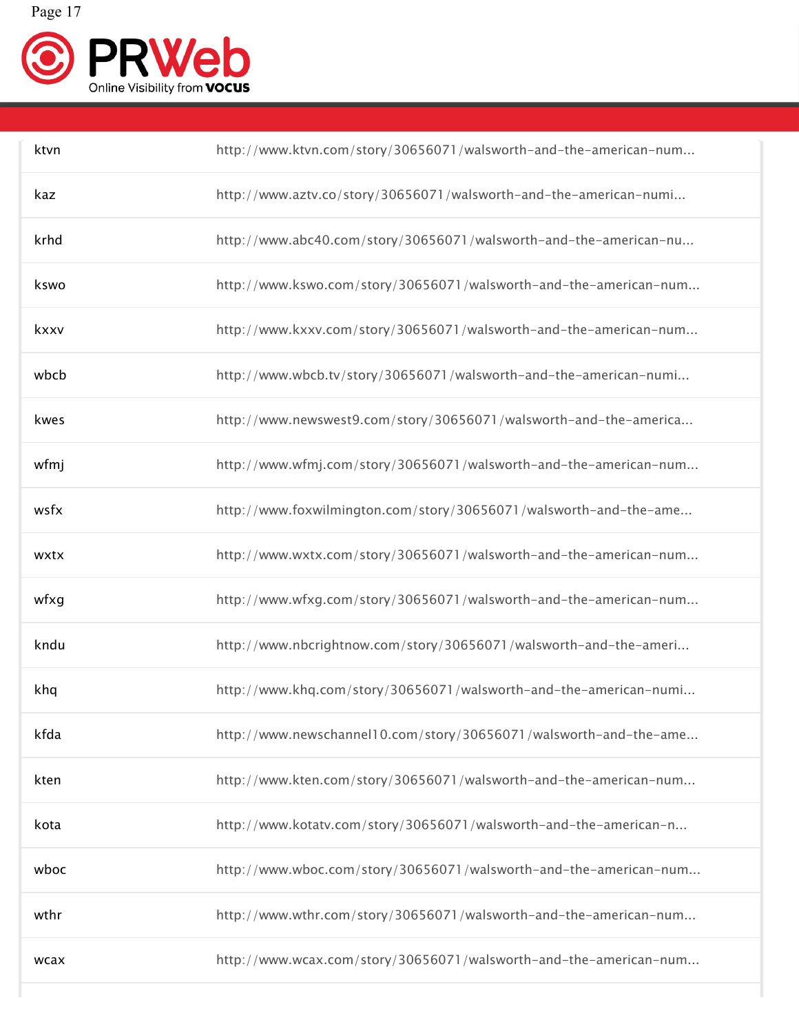| | |
|---|---|
| ktvn | http://www.ktvn.com/story/30656071/walsworth-and-the-american-num... |
| kaz | http://www.aztv.co/story/30656071/walsworth-and-the-american-numi... |
| krhd | http://www.abc40.com/story/30656071/walsworth-and-the-american-nu... |
| kswo | http://www.kswo.com/story/30656071/walsworth-and-the-american-num... |
| kxxv | http://www.kxxv.com/story/30656071/walsworth-and-the-american-num... |
| wbcb | http://www.wbcb.tv/story/30656071/walsworth-and-the-american-numi... |
| kwes | http://www.newswest9.com/story/30656071/walsworth-and-the-america... |
| wfmj | http://www.wfmj.com/story/30656071/walsworth-and-the-american-num... |
| wsfx | http://www.foxwilmington.com/story/30656071/walsworth-and-the-ame... |
| wxtx | http://www.wxtx.com/story/30656071/walsworth-and-the-american-num... |
| wfxg | http://www.wfxg.com/story/30656071/walsworth-and-the-american-num... |
| kndu | http://www.nbcrightnow.com/story/30656071/walsworth-and-the-ameri... |
| khq | http://www.khq.com/story/30656071/walsworth-and-the-american-numi... |
| kfda | http://www.newschannel10.com/story/30656071/walsworth-and-the-ame... |
| kten | http://www.kten.com/story/30656071/walsworth-and-the-american-num... |
| kota | http://www.kotatv.com/story/30656071/walsworth-and-the-american-n... |
| wboc | http://www.wboc.com/story/30656071/walsworth-and-the-american-num... |
| wthr | http://www.wthr.com/story/30656071/walsworth-and-the-american-num... |
| wcax | http://www.wcax.com/story/30656071/walsworth-and-the-american-num... |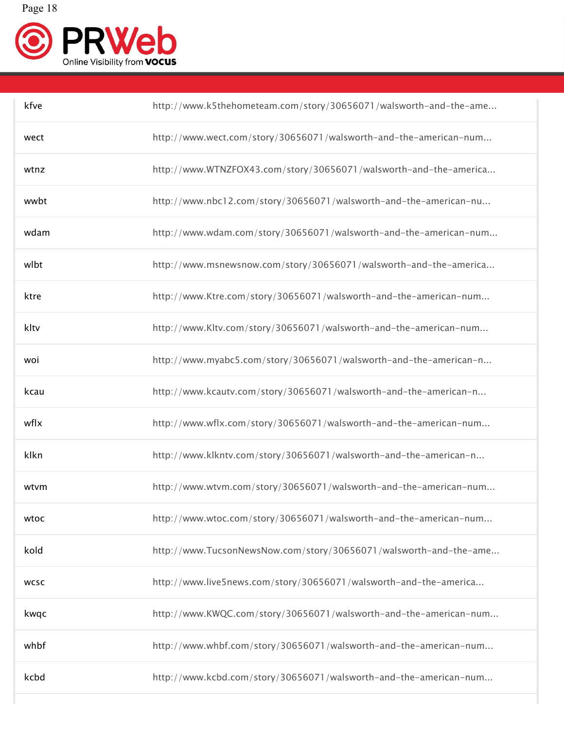| | |
|---|---|
| kfve | http://www.k5thehometeam.com/story/30656071/walsworth-and-the-ame... |
| wect | http://www.wect.com/story/30656071/walsworth-and-the-american-num... |
| wtnz | http://www.WTNZFOX43.com/story/30656071/walsworth-and-the-america... |
| wwbt | http://www.nbc12.com/story/30656071/walsworth-and-the-american-nu... |
| wdam | http://www.wdam.com/story/30656071/walsworth-and-the-american-num... |
| wlbt | http://www.msnewsnow.com/story/30656071/walsworth-and-the-america... |
| ktre | http://www.Ktre.com/story/30656071/walsworth-and-the-american-num... |
| kltv | http://www.Kltv.com/story/30656071/walsworth-and-the-american-num... |
| woi | http://www.myabc5.com/story/30656071/walsworth-and-the-american-n... |
| kcau | http://www.kcautv.com/story/30656071/walsworth-and-the-american-n... |
| wflx | http://www.wflx.com/story/30656071/walsworth-and-the-american-num... |
| klkn | http://www.klkntv.com/story/30656071/walsworth-and-the-american-n... |
| wtvm | http://www.wtvm.com/story/30656071/walsworth-and-the-american-num... |
| wtoc | http://www.wtoc.com/story/30656071/walsworth-and-the-american-num... |
| kold | http://www.TucsonNewsNow.com/story/30656071/walsworth-and-the-ame... |
| wcsc | http://www.live5news.com/story/30656071/walsworth-and-the-america... |
| kwqc | http://www.KWQC.com/story/30656071/walsworth-and-the-american-num... |
| whbf | http://www.whbf.com/story/30656071/walsworth-and-the-american-num... |
| kcbd | http://www.kcbd.com/story/30656071/walsworth-and-the-american-num... |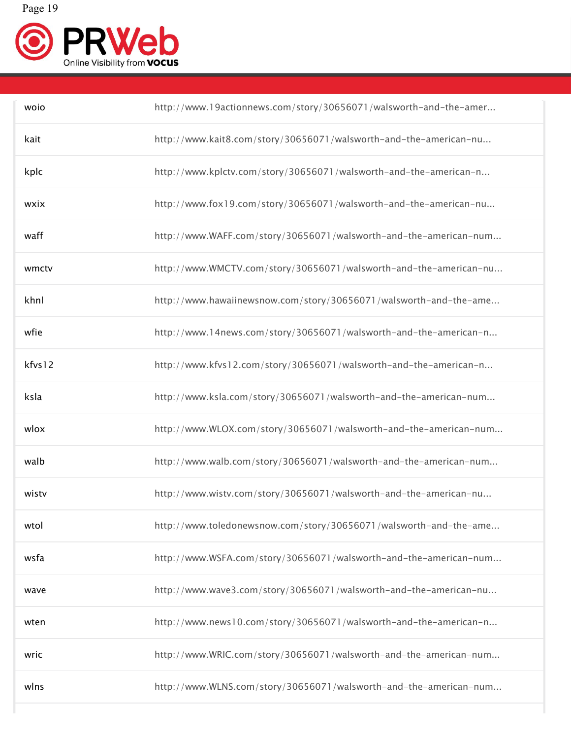| | |
|---|---|
| woio | http://www.19actionnews.com/story/30656071/walsworth-and-the-amer... |
| kait | http://www.kait8.com/story/30656071/walsworth-and-the-american-nu... |
| kplc | http://www.kplctv.com/story/30656071/walsworth-and-the-american-n... |
| wxix | http://www.fox19.com/story/30656071/walsworth-and-the-american-nu... |
| waff | http://www.WAFF.com/story/30656071/walsworth-and-the-american-num... |
| wmctv | http://www.WMCTV.com/story/30656071/walsworth-and-the-american-nu... |
| khnl | http://www.hawaiinewsnow.com/story/30656071/walsworth-and-the-ame... |
| wfie | http://www.14news.com/story/30656071/walsworth-and-the-american-n... |
| kfvs12 | http://www.kfvs12.com/story/30656071/walsworth-and-the-american-n... |
| ksla | http://www.ksla.com/story/30656071/walsworth-and-the-american-num... |
| wlox | http://www.WLOX.com/story/30656071/walsworth-and-the-american-num... |
| walb | http://www.walb.com/story/30656071/walsworth-and-the-american-num... |
| wistv | http://www.wistv.com/story/30656071/walsworth-and-the-american-nu... |
| wtol | http://www.toledonewsnow.com/story/30656071/walsworth-and-the-ame... |
| wsfa | http://www.WSFA.com/story/30656071/walsworth-and-the-american-num... |
| wave | http://www.wave3.com/story/30656071/walsworth-and-the-american-nu... |
| wten | http://www.news10.com/story/30656071/walsworth-and-the-american-n... |
| wric | http://www.WRIC.com/story/30656071/walsworth-and-the-american-num... |
| wlns | http://www.WLNS.com/story/30656071/walsworth-and-the-american-num... |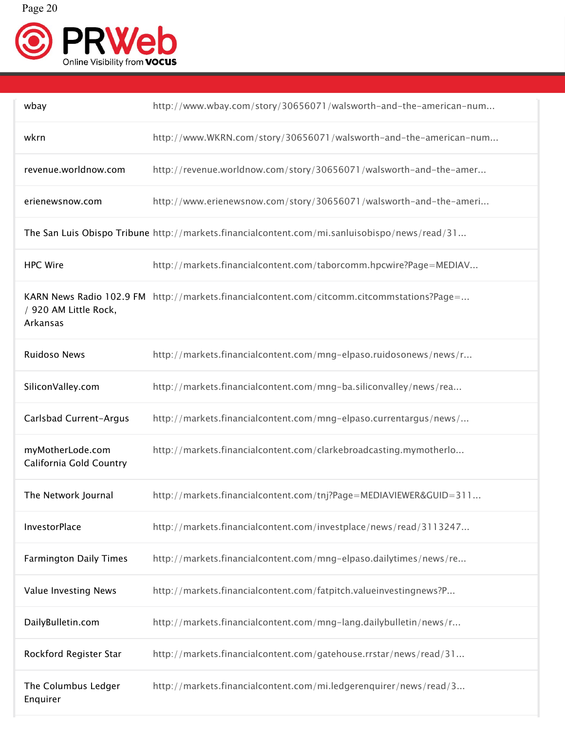| | |
|---|---|
| wbay | http://www.wbay.com/story/30656071/walsworth-and-the-american-num... |
| wkrn | http://www.WKRN.com/story/30656071/walsworth-and-the-american-num... |
| revenue.worldnow.com | http://revenue.worldnow.com/story/30656071/walsworth-and-the-amer... |
| erienewsnow.com | http://www.erienewsnow.com/story/30656071/walsworth-and-the-ameri... |
| The San Luis Obispo Tribune | http://markets.financialcontent.com/mi.sanluisobispo/news/read/31... |
| HPC Wire | http://markets.financialcontent.com/taborcomm.hpcwire?Page=MEDIAV... |
| KARN News Radio 102.9 FM / 920 AM Little Rock, Arkansas | http://markets.financialcontent.com/citcomm.citcommstations?Page=... |
| Ruidoso News | http://markets.financialcontent.com/mng-elpaso.ruidosonews/news/r... |
| SiliconValley.com | http://markets.financialcontent.com/mng-ba.siliconvalley/news/rea... |
| Carlsbad Current-Argus | http://markets.financialcontent.com/mng-elpaso.currentargus/news/... |
| myMotherLode.com California Gold Country | http://markets.financialcontent.com/clarkebroadcasting.mymotherlo... |
| The Network Journal | http://markets.financialcontent.com/tnj?Page=MEDIAVIEWER&GUID=311... |
| InvestorPlace | http://markets.financialcontent.com/investplace/news/read/3113247... |
| Farmington Daily Times | http://markets.financialcontent.com/mng-elpaso.dailytimes/news/re... |
| Value Investing News | http://markets.financialcontent.com/fatpitch.valueinvestingnews?P... |
| DailyBulletin.com | http://markets.financialcontent.com/mng-lang.dailybulletin/news/r... |
| Rockford Register Star | http://markets.financialcontent.com/gatehouse.rrstar/news/read/31... |
| The Columbus Ledger Enquirer | http://markets.financialcontent.com/mi.ledgerenquirer/news/read/3... |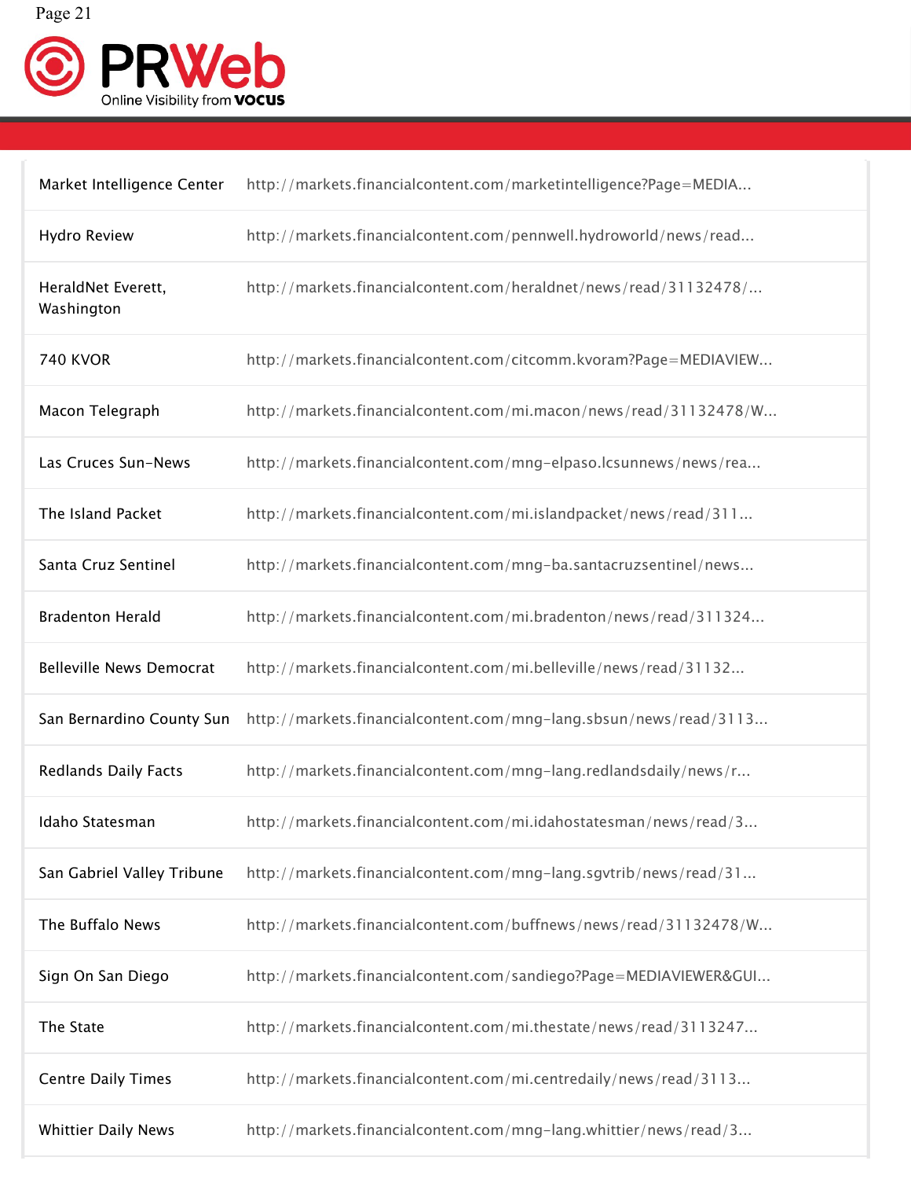| | |
|---|---|
| Market Intelligence Center | http://markets.financialcontent.com/marketintelligence?Page=MEDIA... |
| Hydro Review | http://markets.financialcontent.com/pennwell.hydroworld/news/read... |
| HeraldNet Everett, Washington | http://markets.financialcontent.com/heraldnet/news/read/31132478/... |
| 740 KVOR | http://markets.financialcontent.com/citcomm.kvoram?Page=MEDIAVIEW... |
| Macon Telegraph | http://markets.financialcontent.com/mi.macon/news/read/31132478/W... |
| Las Cruces Sun-News | http://markets.financialcontent.com/mng-elpaso.lcsunnews/news/rea... |
| The Island Packet | http://markets.financialcontent.com/mi.islandpacket/news/read/311... |
| Santa Cruz Sentinel | http://markets.financialcontent.com/mng-ba.santacruzsentinel/news... |
| Bradenton Herald | http://markets.financialcontent.com/mi.bradenton/news/read/311324... |
| Belleville News Democrat | http://markets.financialcontent.com/mi.belleville/news/read/31132... |
| San Bernardino County Sun | http://markets.financialcontent.com/mng-lang.sbsun/news/read/3113... |
| Redlands Daily Facts | http://markets.financialcontent.com/mng-lang.redlandsdaily/news/r... |
| Idaho Statesman | http://markets.financialcontent.com/mi.idahostatesman/news/read/3... |
| San Gabriel Valley Tribune | http://markets.financialcontent.com/mng-lang.sgvtrib/news/read/31... |
| The Buffalo News | http://markets.financialcontent.com/buffnews/news/read/31132478/W... |
| Sign On San Diego | http://markets.financialcontent.com/sandiego?Page=MEDIAVIEWER&GUI... |
| The State | http://markets.financialcontent.com/mi.thestate/news/read/3113247... |
| Centre Daily Times | http://markets.financialcontent.com/mi.centredaily/news/read/3113... |
| Whittier Daily News | http://markets.financialcontent.com/mng-lang.whittier/news/read/3... |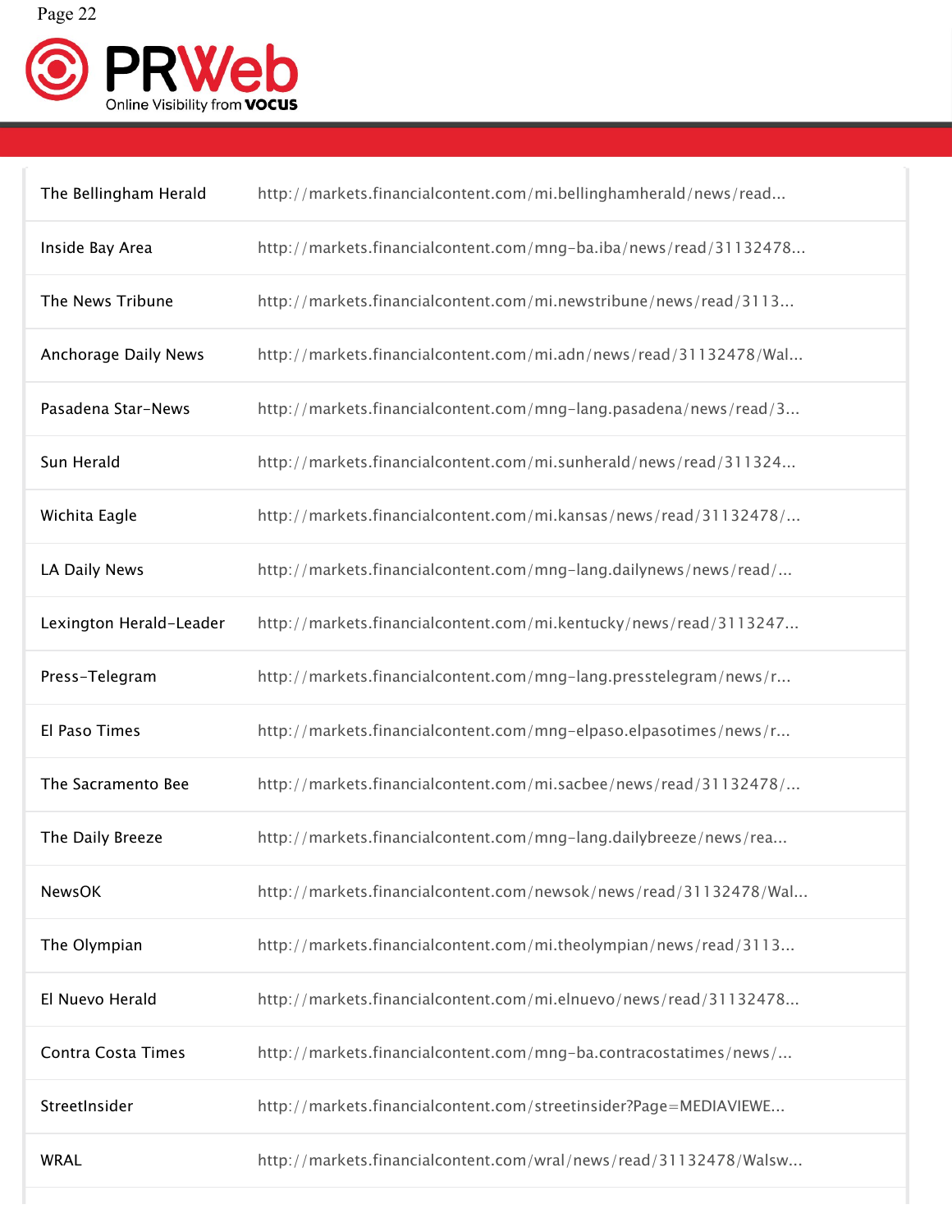| | |
|---|---|
| The Bellingham Herald | http://markets.financialcontent.com/mi.bellinghamherald/news/read... |
| Inside Bay Area | http://markets.financialcontent.com/mng-ba.iba/news/read/31132478... |
| The News Tribune | http://markets.financialcontent.com/mi.newstribune/news/read/3113... |
| Anchorage Daily News | http://markets.financialcontent.com/mi.adn/news/read/31132478/Wal... |
| Pasadena Star-News | http://markets.financialcontent.com/mng-lang.pasadena/news/read/3... |
| Sun Herald | http://markets.financialcontent.com/mi.sunherald/news/read/311324... |
| Wichita Eagle | http://markets.financialcontent.com/mi.kansas/news/read/31132478/... |
| LA Daily News | http://markets.financialcontent.com/mng-lang.dailynews/news/read/... |
| Lexington Herald-Leader | http://markets.financialcontent.com/mi.kentucky/news/read/3113247... |
| Press-Telegram | http://markets.financialcontent.com/mng-lang.presstelegram/news/r... |
| El Paso Times | http://markets.financialcontent.com/mng-elpaso.elpasotimes/news/r... |
| The Sacramento Bee | http://markets.financialcontent.com/mi.sacbee/news/read/31132478/... |
| The Daily Breeze | http://markets.financialcontent.com/mng-lang.dailybreeze/news/rea... |
| NewsOK | http://markets.financialcontent.com/newsok/news/read/31132478/Wal... |
| The Olympian | http://markets.financialcontent.com/mi.theolympian/news/read/3113... |
| El Nuevo Herald | http://markets.financialcontent.com/mi.elnuevo/news/read/31132478... |
| Contra Costa Times | http://markets.financialcontent.com/mng-ba.contracostatimes/news/... |
| StreetInsider | http://markets.financialcontent.com/streetinsider?Page=MEDIAVIEWE... |
| WRAL | http://markets.financialcontent.com/wral/news/read/31132478/Walsw... |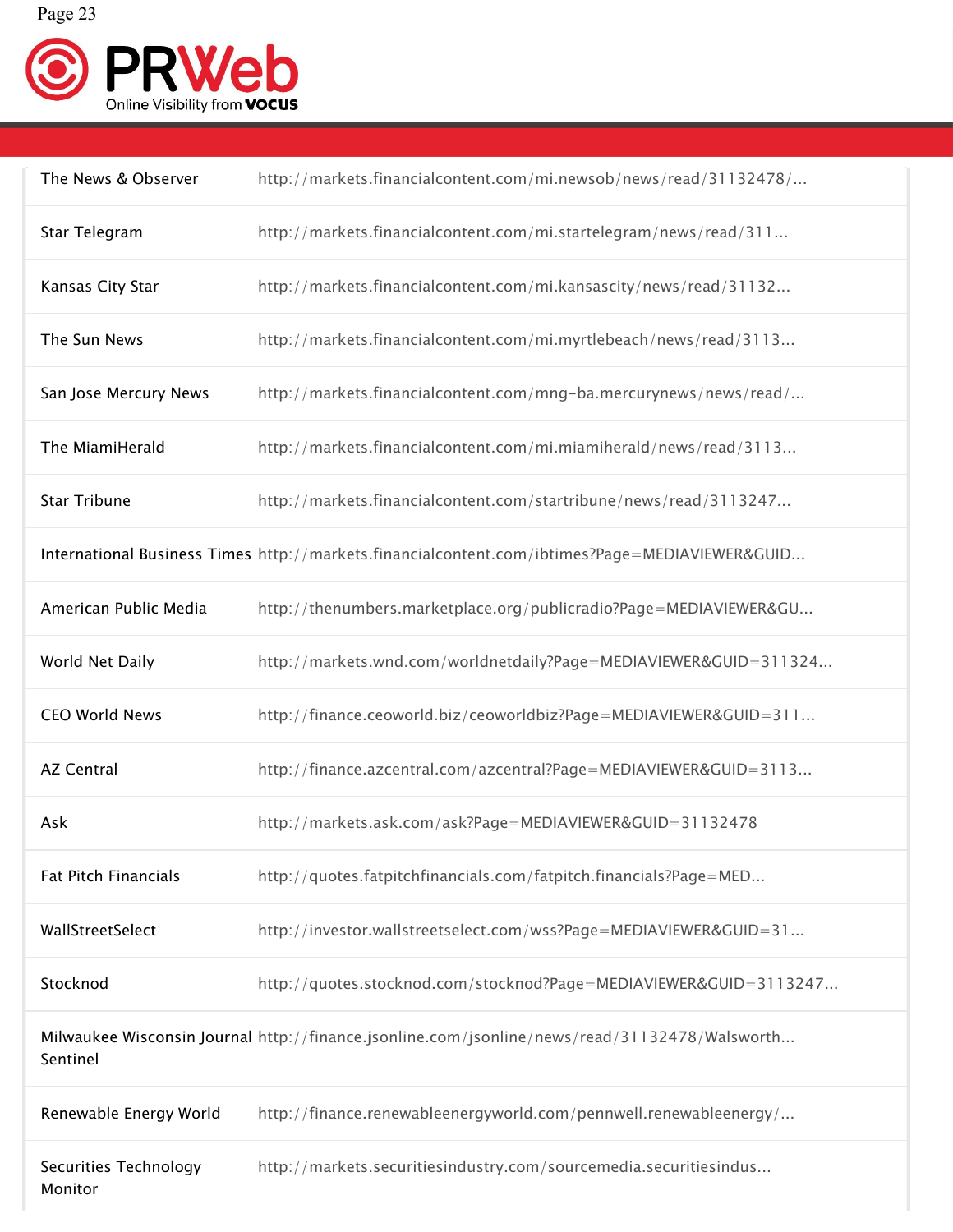| | |
|---|---|
| The News & Observer | http://markets.financialcontent.com/mi.newsob/news/read/31132478/... |
| Star Telegram | http://markets.financialcontent.com/mi.startelegram/news/read/311... |
| Kansas City Star | http://markets.financialcontent.com/mi.kansascity/news/read/31132... |
| The Sun News | http://markets.financialcontent.com/mi.myrtlebeach/news/read/3113... |
| San Jose Mercury News | http://markets.financialcontent.com/mng-ba.mercurynews/news/read/... |
| The MiamiHerald | http://markets.financialcontent.com/mi.miamiherald/news/read/3113... |
| Star Tribune | http://markets.financialcontent.com/startribune/news/read/3113247... |
| International Business Times | http://markets.financialcontent.com/ibtimes?Page=MEDIAVIEWER&GUID... |
| American Public Media | http://thenumbers.marketplace.org/publicradio?Page=MEDIAVIEWER&GU... |
| World Net Daily | http://markets.wnd.com/worldnetdaily?Page=MEDIAVIEWER&GUID=311324... |
| CEO World News | http://finance.ceoworld.biz/ceoworldbiz?Page=MEDIAVIEWER&GUID=311... |
| AZ Central | http://finance.azcentral.com/azcentral?Page=MEDIAVIEWER&GUID=3113... |
| Ask | http://markets.ask.com/ask?Page=MEDIAVIEWER&GUID=31132478 |
| Fat Pitch Financials | http://quotes.fatpitchfinancials.com/fatpitch.financials?Page=MED... |
| WallStreetSelect | http://investor.wallstreetselect.com/wss?Page=MEDIAVIEWER&GUID=31... |
| Stocknod | http://quotes.stocknod.com/stocknod?Page=MEDIAVIEWER&GUID=3113247... |
| Milwaukee Wisconsin Journal Sentinel | http://finance.jsonline.com/jsonline/news/read/31132478/Walsworth... |
| Renewable Energy World | http://finance.renewableenergyworld.com/pennwell.renewableenergy/... |
| Securities Technology Monitor | http://markets.securitiesindustry.com/sourcemedia.securitiesindus... |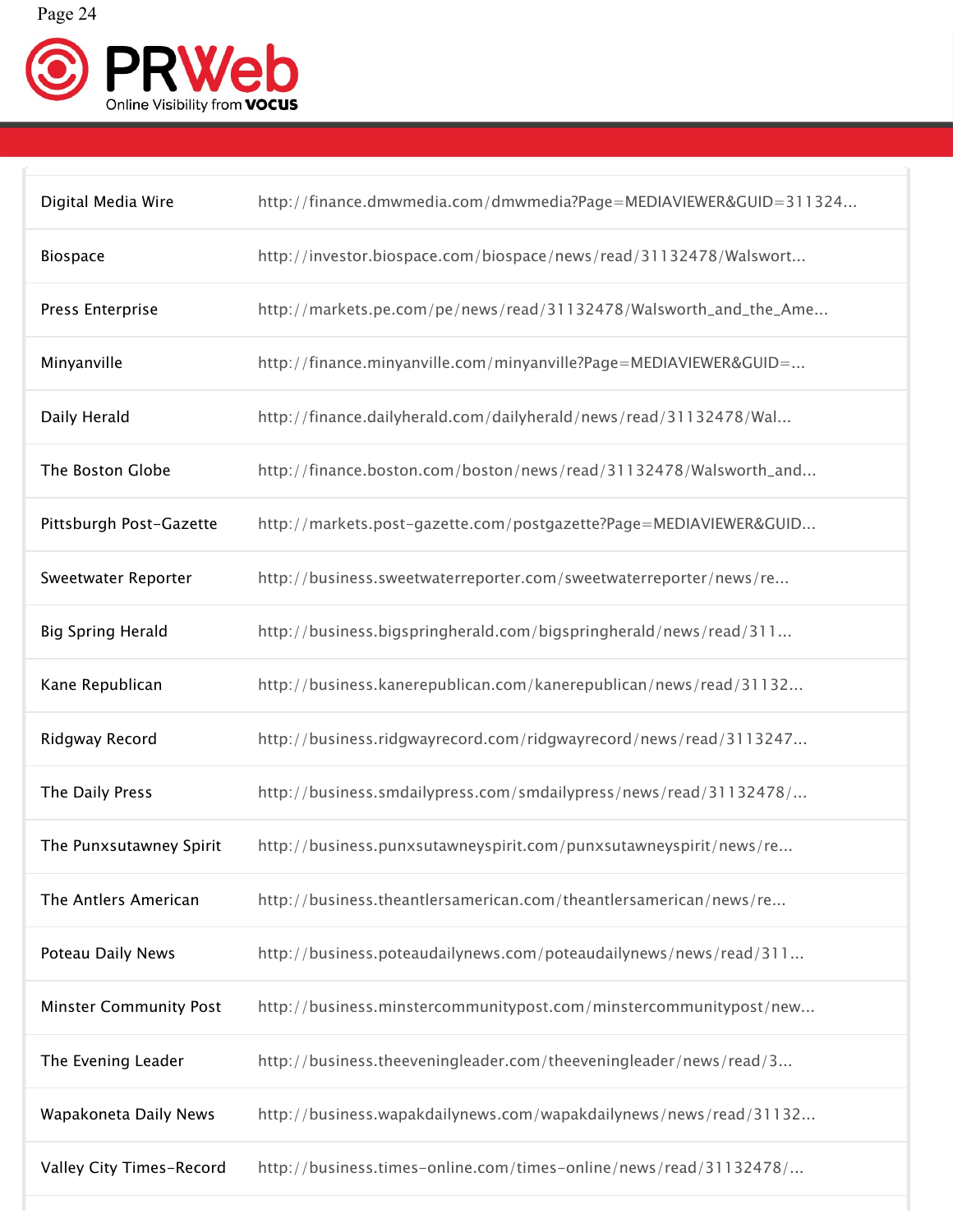| | |
|---|---|
| Digital Media Wire | http://finance.dmwmedia.com/dmwmedia?Page=MEDIAVIEWER&GUID=311324... |
| Biospace | http://investor.biospace.com/biospace/news/read/31132478/Walswort... |
| Press Enterprise | http://markets.pe.com/pe/news/read/31132478/Walsworth_and_the_Ame... |
| Minyanville | http://finance.minyanville.com/minyanville?Page=MEDIAVIEWER&GUID=... |
| Daily Herald | http://finance.dailyherald.com/dailyherald/news/read/31132478/Wal... |
| The Boston Globe | http://finance.boston.com/boston/news/read/31132478/Walsworth_and... |
| Pittsburgh Post-Gazette | http://markets.post-gazette.com/postgazette?Page=MEDIAVIEWER&GUID... |
| Sweetwater Reporter | http://business.sweetwaterreporter.com/sweetwaterreporter/news/re... |
| Big Spring Herald | http://business.bigspringherald.com/bigspringherald/news/read/311... |
| Kane Republican | http://business.kanerepublican.com/kanerepublican/news/read/31132... |
| Ridgway Record | http://business.ridgwayrecord.com/ridgwayrecord/news/read/3113247... |
| The Daily Press | http://business.smdailypress.com/smdailypress/news/read/31132478/... |
| The Punxsutawney Spirit | http://business.punxsutawneyspirit.com/punxsutawneyspirit/news/re... |
| The Antlers American | http://business.theantlersamerican.com/theantlersamerican/news/re... |
| Poteau Daily News | http://business.poteaudailynews.com/poteaudailynews/news/read/311... |
| Minster Community Post | http://business.minstercommunitypost.com/minstercommunitypost/new... |
| The Evening Leader | http://business.theeveningleader.com/theeveningleader/news/read/3... |
| Wapakoneta Daily News | http://business.wapakdailynews.com/wapakdailynews/news/read/31132... |
| Valley City Times-Record | http://business.times-online.com/times-online/news/read/31132478/... |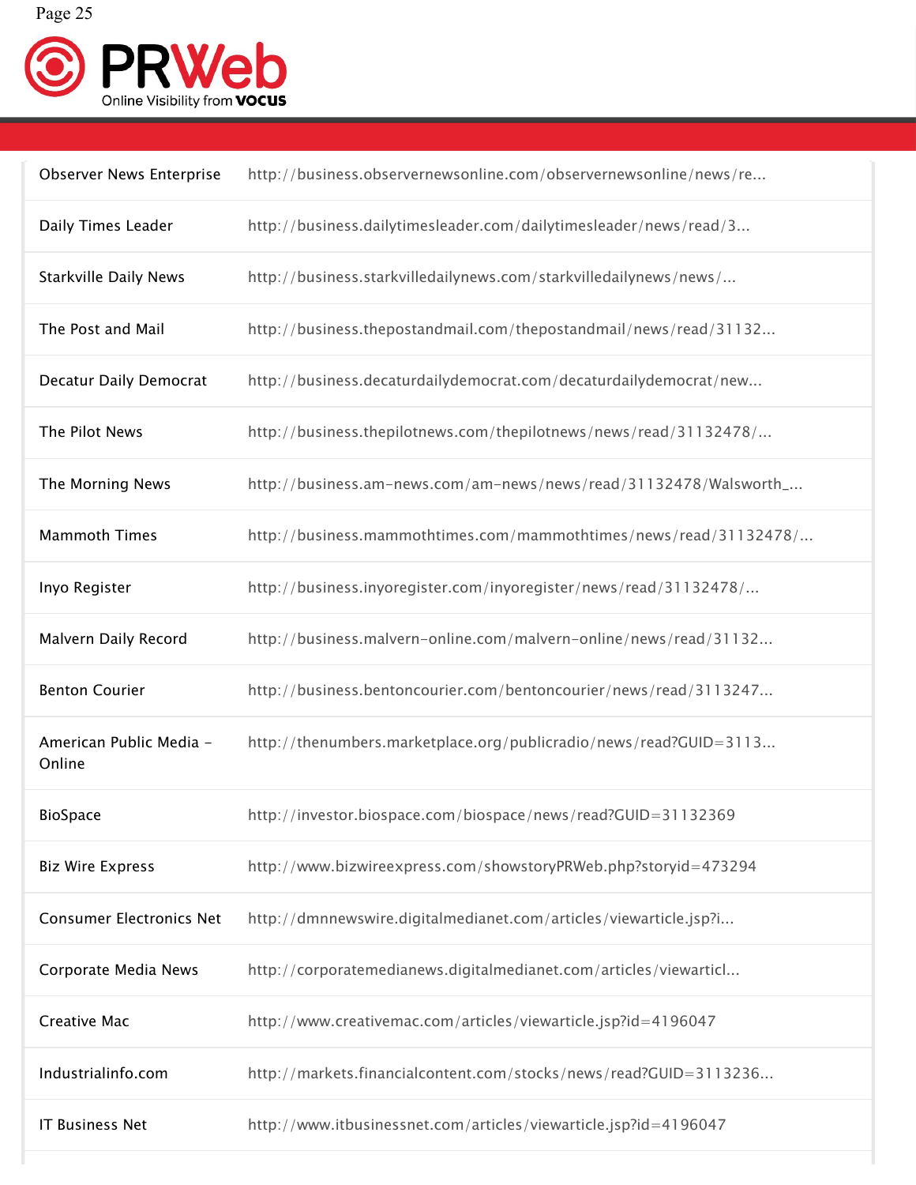| | |
|---|---|
| Observer News Enterprise | http://business.observernewsonline.com/observernewsonline/news/re... |
| Daily Times Leader | http://business.dailytimesleader.com/dailytimesleader/news/read/3... |
| Starkville Daily News | http://business.starkvilledailynews.com/starkvilledailynews/news/... |
| The Post and Mail | http://business.thepostandmail.com/thepostandmail/news/read/31132... |
| Decatur Daily Democrat | http://business.decaturdailydemocrat.com/decaturdailydemocrat/new... |
| The Pilot News | http://business.thepilotnews.com/thepilotnews/news/read/31132478/... |
| The Morning News | http://business.am-news.com/am-news/news/read/31132478/Walsworth_... |
| Mammoth Times | http://business.mammothtimes.com/mammothtimes/news/read/31132478/... |
| Inyo Register | http://business.inyoregister.com/inyoregister/news/read/31132478/... |
| Malvern Daily Record | http://business.malvern-online.com/malvern-online/news/read/31132... |
| Benton Courier | http://business.bentoncourier.com/bentoncourier/news/read/3113247... |
| American Public Media - Online | http://thenumbers.marketplace.org/publicradio/news/read?GUID=3113... |
| BioSpace | http://investor.biospace.com/biospace/news/read?GUID=31132369 |
| Biz Wire Express | http://www.bizwireexpress.com/showstoryPRWeb.php?storyid=473294 |
| Consumer Electronics Net | http://dmnnewswire.digitalmedianet.com/articles/viewarticle.jsp?i... |
| Corporate Media News | http://corporatemedianews.digitalmedianet.com/articles/viewarticl... |
| Creative Mac | http://www.creativemac.com/articles/viewarticle.jsp?id=4196047 |
| Industrialinfo.com | http://markets.financialcontent.com/stocks/news/read?GUID=3113236... |
| IT Business Net | http://www.itbusinessnet.com/articles/viewarticle.jsp?id=4196047 |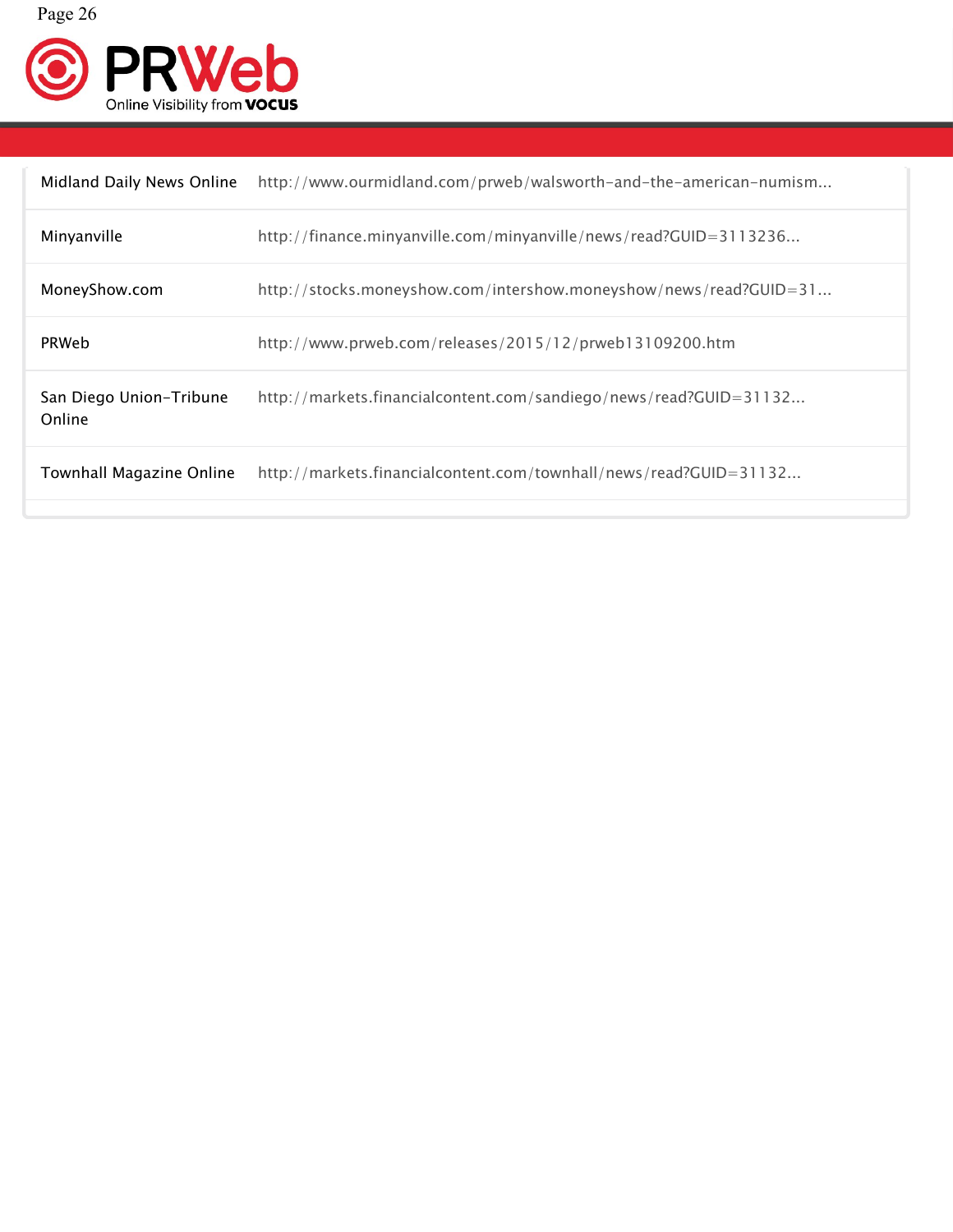| | |
|---|---|
| Midland Daily News Online | http://www.ourmidland.com/prweb/walsworth-and-the-american-numism... |
| Minyanville | http://finance.minyanville.com/minyanville/news/read?GUID=3113236... |
| MoneyShow.com | http://stocks.moneyshow.com/intershow.moneyshow/news/read?GUID=31... |
| PRWeb | http://www.prweb.com/releases/2015/12/prweb13109200.htm |
| San Diego Union-Tribune Online | http://markets.financialcontent.com/sandiego/news/read?GUID=31132... |
| Townhall Magazine Online | http://markets.financialcontent.com/townhall/news/read?GUID=31132... |